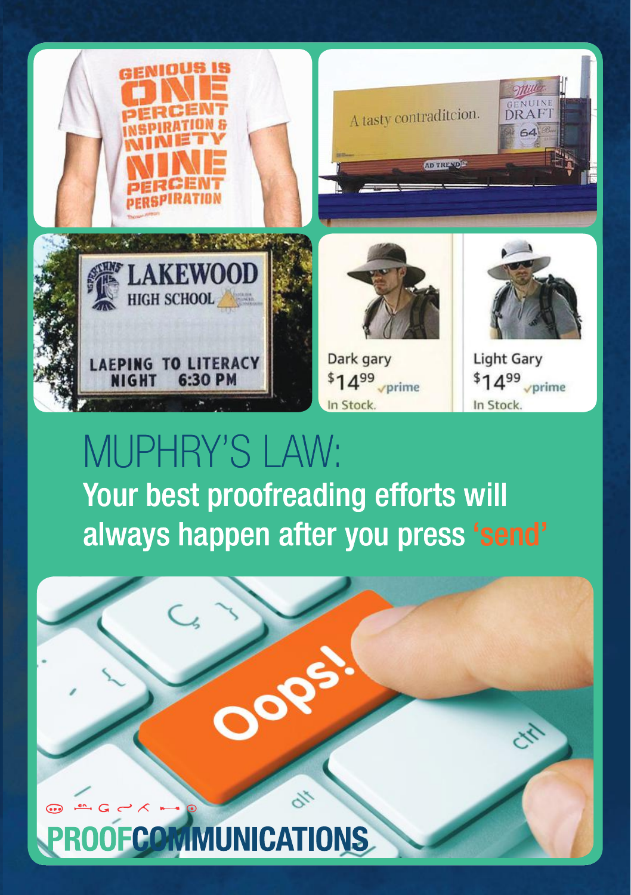# MUPHRY'S LAW:

**Your best proofreading efforts will always happen after you press 'send'**

**PROOFCOMMUNICATIONS**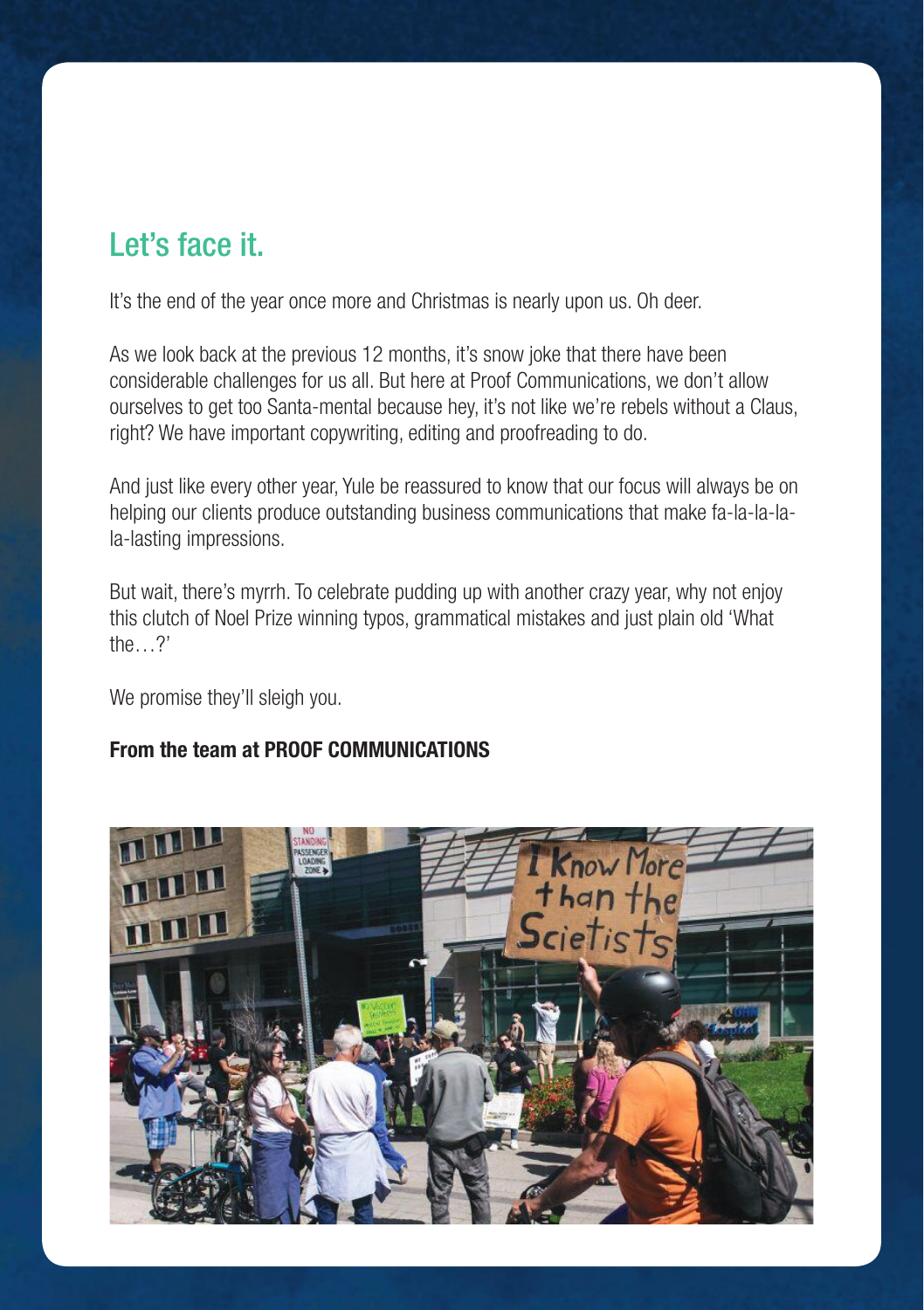## Let's face it.

It's the end of the year once more and Christmas is nearly upon us. Oh deer.

As we look back at the previous 12 months, it's snow joke that there have been considerable challenges for us all. But here at Proof Communications, we don't allow ourselves to get too Santa-mental because hey, it's not like we're rebels without a Claus, right? We have important copywriting, editing and proofreading to do.

And just like every other year, Yule be reassured to know that our focus will always be on helping our clients produce outstanding business communications that make fa-la-la-la-la-lasting impressions.

But wait, there's myrrh. To celebrate pudding up with another crazy year, why not enjoy this clutch of Noel Prize winning typos, grammatical mistakes and just plain old 'What the…?'

We promise they'll sleigh you.

**From the team at PROOF COMMUNICATIONS**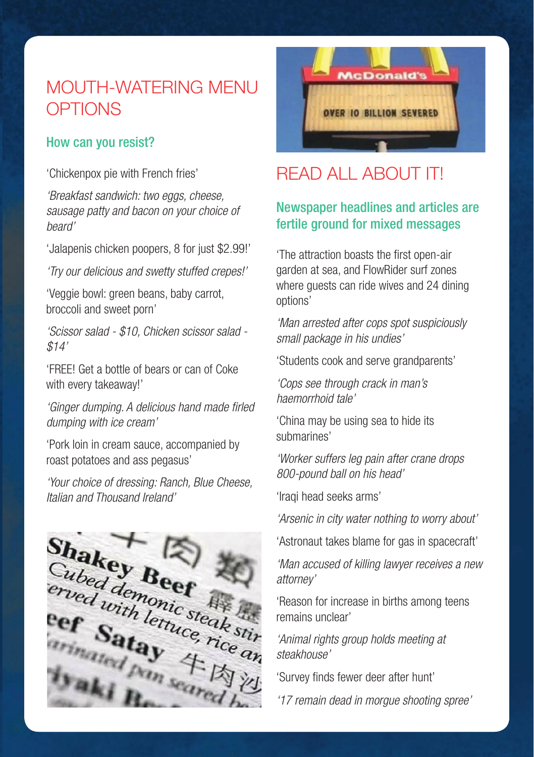# MOUTH-WATERING MENU OPTIONS

## How can you resist?

'Chickenpox pie with French fries'

*'Breakfast sandwich: two eggs, cheese, sausage patty and bacon on your choice of beard'*

'Jalapenis chicken poopers, 8 for just $2.99!'

*'Try our delicious and swetty stuffed crepes!'*

'Veggie bowl: green beans, baby carrot, broccoli and sweet porn'

*'Scissor salad - $10, Chicken scissor salad - $14'*

'FREE! Get a bottle of bears or can of Coke with every takeaway!'

*'Ginger dumping. A delicious hand made firled dumping with ice cream'*

'Pork loin in cream sauce, accompanied by roast potatoes and ass pegasus'

*'Your choice of dressing: Ranch, Blue Cheese, Italian and Thousand Ireland'*

# READ ALL ABOUT IT!

## Newspaper headlines and articles are fertile ground for mixed messages

'The attraction boasts the first open-air garden at sea, and FlowRider surf zones where guests can ride wives and 24 dining options'

*'Man arrested after cops spot suspiciously small package in his undies'*

'Students cook and serve grandparents'

*'Cops see through crack in man's haemorrhoid tale'*

'China may be using sea to hide its submarines'

*'Worker suffers leg pain after crane drops 800-pound ball on his head'*

'Iraqi head seeks arms'

*'Arsenic in city water nothing to worry about'*

'Astronaut takes blame for gas in spacecraft'

*'Man accused of killing lawyer receives a new attorney'*

'Reason for increase in births among teens remains unclear'

*'Animal rights group holds meeting at steakhouse'*

'Survey finds fewer deer after hunt'

*'17 remain dead in morgue shooting spree'*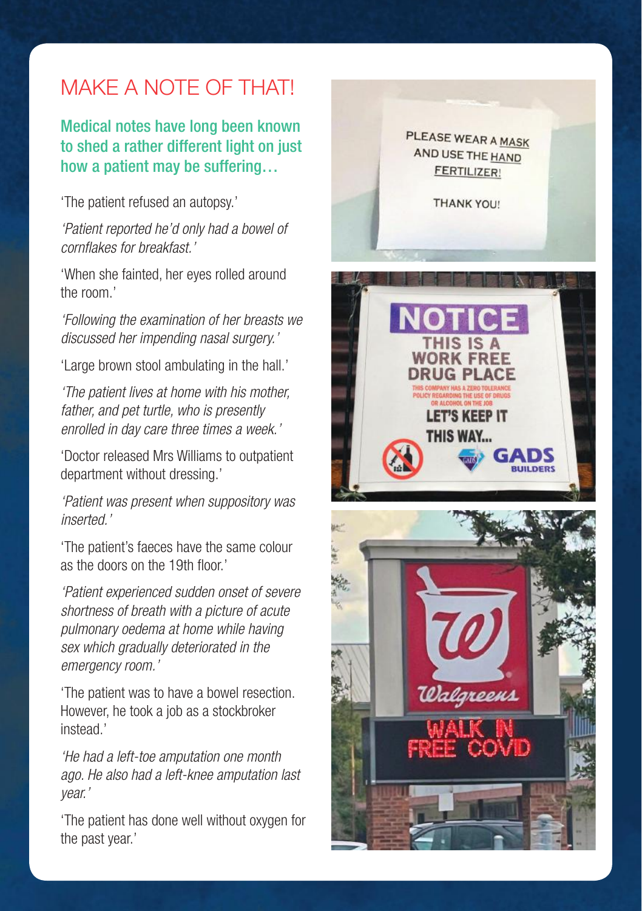# MAKE A NOTE OF THAT!

**Medical notes have long been known to shed a rather different light on just how a patient may be suffering…**

'The patient refused an autopsy.'

*'Patient reported he'd only had a bowel of cornflakes for breakfast.'*

'When she fainted, her eyes rolled around the room.'

*'Following the examination of her breasts we discussed her impending nasal surgery.'*

'Large brown stool ambulating in the hall.'

*'The patient lives at home with his mother, father, and pet turtle, who is presently enrolled in day care three times a week.'*

'Doctor released Mrs Williams to outpatient department without dressing.'

*'Patient was present when suppository was inserted.'*

'The patient's faeces have the same colour as the doors on the 19th floor.'

*'Patient experienced sudden onset of severe shortness of breath with a picture of acute pulmonary oedema at home while having sex which gradually deteriorated in the emergency room.'*

'The patient was to have a bowel resection. However, he took a job as a stockbroker instead.'

*'He had a left-toe amputation one month ago. He also had a left-knee amputation last year.'*

'The patient has done well without oxygen for the past year.'

PLEASE WEAR A MASK AND USE THE HAND FERTILIZER!

THANK YOU!

NOTICE

THIS IS A WORK FREE DRUG PLACE

THIS COMPANY HAS A ZERO TOLERANCE POLICY REGARDING THE USE OF DRUGS OR ALCOHOL ON THE JOB

LET'S KEEP IT THIS WAY...

GADS BUILDERS

Walgreens

WALK IN FREE COVID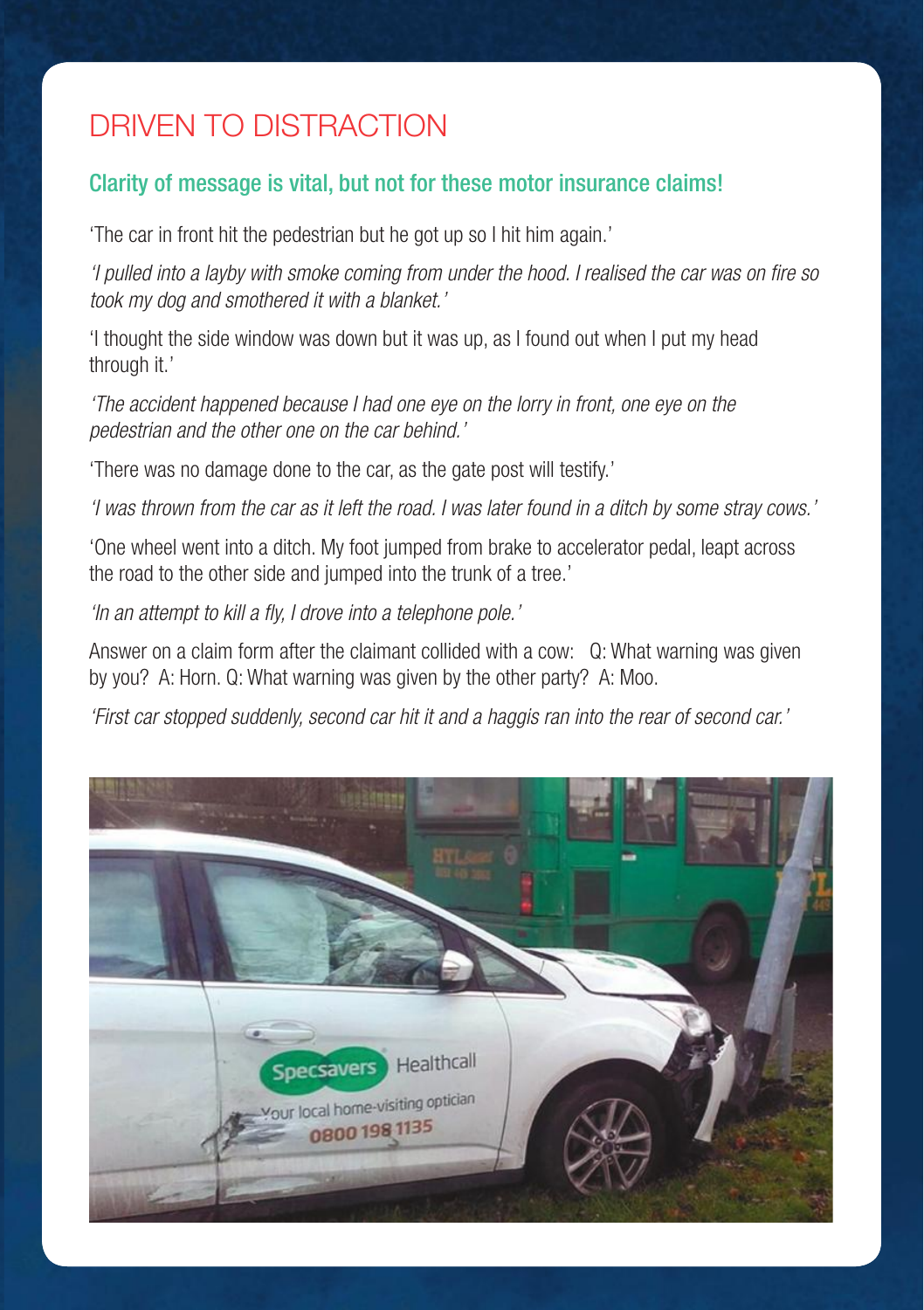# DRIVEN TO DISTRACTION

## Clarity of message is vital, but not for these motor insurance claims!

'The car in front hit the pedestrian but he got up so I hit him again.'

*'I pulled into a layby with smoke coming from under the hood. I realised the car was on fire so took my dog and smothered it with a blanket.'*

'I thought the side window was down but it was up, as I found out when I put my head through it.'

*'The accident happened because I had one eye on the lorry in front, one eye on the pedestrian and the other one on the car behind.'*

'There was no damage done to the car, as the gate post will testify.'

*'I was thrown from the car as it left the road. I was later found in a ditch by some stray cows.'*

'One wheel went into a ditch. My foot jumped from brake to accelerator pedal, leapt across the road to the other side and jumped into the trunk of a tree.'

*'In an attempt to kill a fly, I drove into a telephone pole.'*

Answer on a claim form after the claimant collided with a cow: Q: What warning was given by you? A: Horn. Q: What warning was given by the other party? A: Moo.

*'First car stopped suddenly, second car hit it and a haggis ran into the rear of second car.'*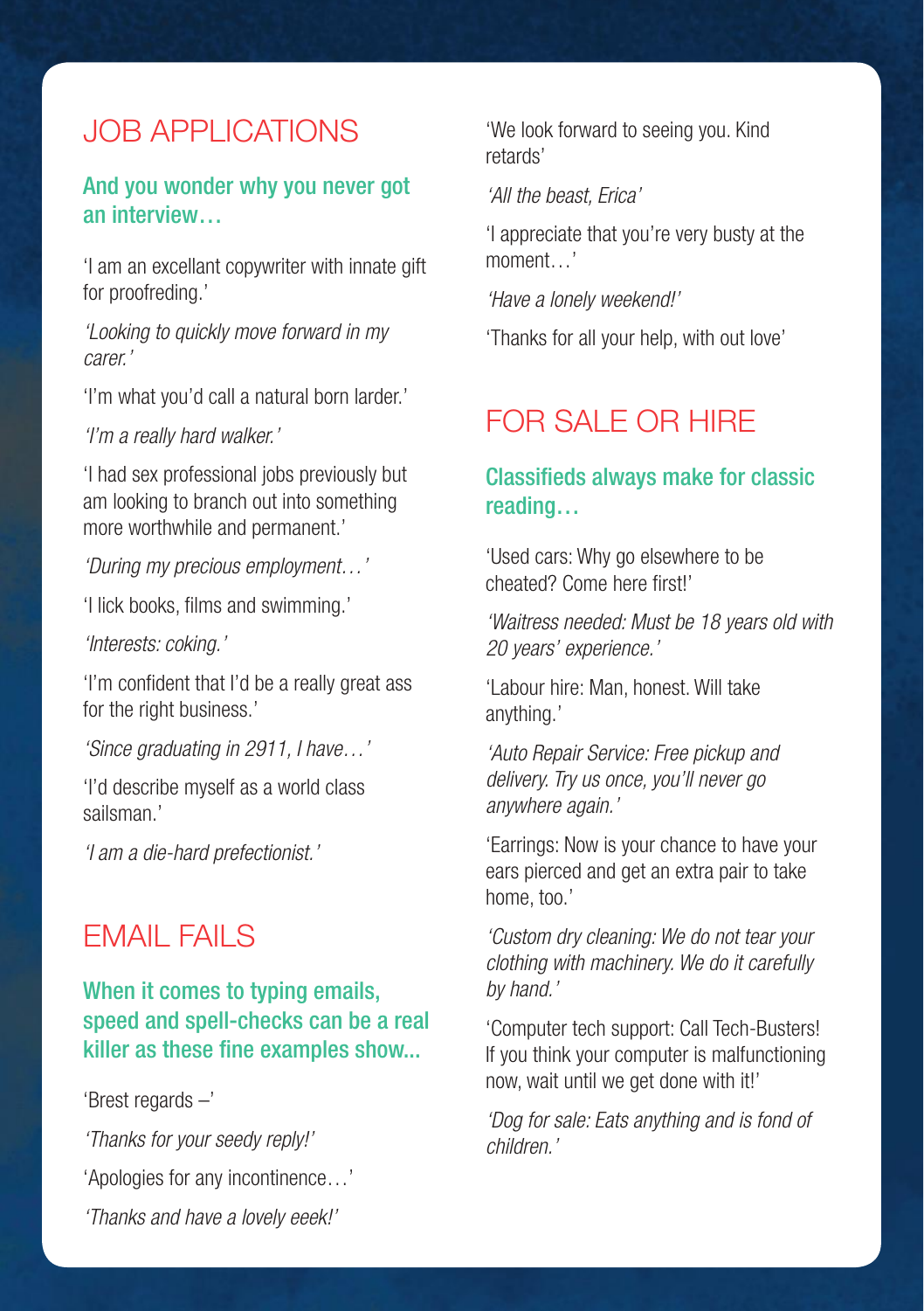## JOB APPLICATIONS

### And you wonder why you never got an interview…

'I am an excellant copywriter with innate gift for proofreding.'

*'Looking to quickly move forward in my carer.'*

'I'm what you'd call a natural born larder.'

*'I'm a really hard walker.'*

'I had sex professional jobs previously but am looking to branch out into something more worthwhile and permanent.'

*'During my precious employment…'*

'I lick books, films and swimming.'

*'Interests: coking.'*

'I'm confident that I'd be a really great ass for the right business.'

*'Since graduating in 2911, I have…'*

'I'd describe myself as a world class sailsman.'

*'I am a die-hard prefectionist.'*

## EMAIL FAILS

### When it comes to typing emails, speed and spell-checks can be a real killer as these fine examples show...

'Brest regards –'

*'Thanks for your seedy reply!'*

'Apologies for any incontinence…'

*'Thanks and have a lovely eeek!'*

'We look forward to seeing you. Kind retards'

*'All the beast, Erica'*

'I appreciate that you're very busty at the moment…'

*'Have a lonely weekend!'*

'Thanks for all your help, with out love'

## FOR SALE OR HIRE

### Classifieds always make for classic reading…

'Used cars: Why go elsewhere to be cheated? Come here first!'

*'Waitress needed: Must be 18 years old with 20 years' experience.'*

'Labour hire: Man, honest. Will take anything.'

*'Auto Repair Service: Free pickup and delivery. Try us once, you'll never go anywhere again.'*

'Earrings: Now is your chance to have your ears pierced and get an extra pair to take home, too.'

*'Custom dry cleaning: We do not tear your clothing with machinery. We do it carefully by hand.'*

'Computer tech support: Call Tech-Busters! If you think your computer is malfunctioning now, wait until we get done with it!'

*'Dog for sale: Eats anything and is fond of children.'*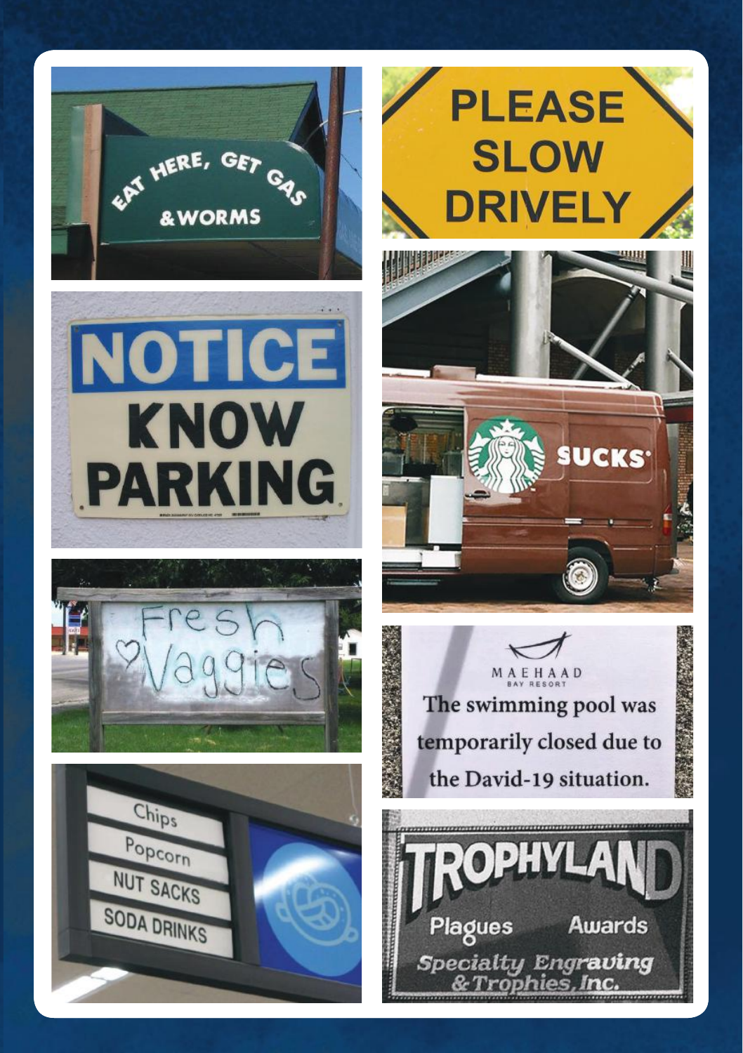EAT HERE, GET GAS
& WORMS

NOTICE
KNOW
PARKING

Fresh
♡Vaggies

Chips
Popcorn
NUT SACKS
SODA DRINKS

PLEASE
SLOW
DRIVELY

SUCKS

MAEHAAD
BAY RESORT
The swimming pool was temporarily closed due to the David-19 situation.

TROPHYLAND
Plagues Awards
Specialty Engraving
& Trophies, Inc.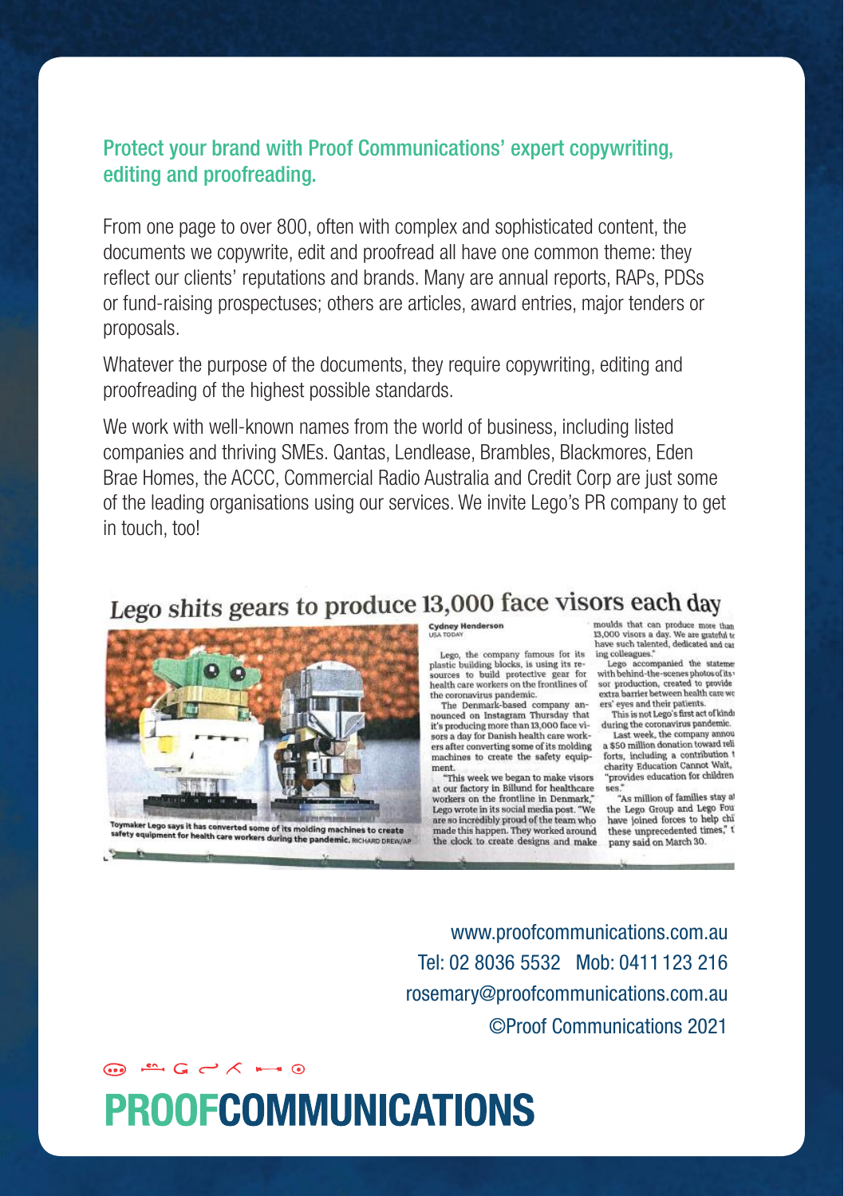**Protect your brand with Proof Communications' expert copywriting, editing and proofreading.**

From one page to over 800, often with complex and sophisticated content, the documents we copywrite, edit and proofread all have one common theme: they reflect our clients' reputations and brands. Many are annual reports, RAPs, PDSs or fund-raising prospectuses; others are articles, award entries, major tenders or proposals.

Whatever the purpose of the documents, they require copywriting, editing and proofreading of the highest possible standards.

We work with well-known names from the world of business, including listed companies and thriving SMEs. Qantas, Lendlease, Brambles, Blackmores, Eden Brae Homes, the ACCC, Commercial Radio Australia and Credit Corp are just some of the leading organisations using our services. We invite Lego's PR company to get in touch, too!

## Lego shits gears to produce 13,000 face visors each day

Toymaker Lego says it has converted some of its molding machines to create safety equipment for health care workers during the pandemic. RICHARD DREW/AP

Cydney Henderson
USA TODAY

Lego, the company famous for its plastic building blocks, is using its resources to build protective gear for health care workers on the frontlines of the coronavirus pandemic.

The Denmark-based company announced on Instagram Thursday that it's producing more than 13,000 face visors a day for Danish health care workers after converting some of its molding machines to create the safety equipment.

"This week we began to make visors at our factory in Billund for healthcare workers on the frontline in Denmark," Lego wrote in its social media post. "We are so incredibly proud of the team who made this happen. They worked around the clock to create designs and make moulds that can produce more than 13,000 visors a day. We are grateful to have such talented, dedicated and car ing colleagues."

Lego accompanied the stateme with behind-the-scenes photos of its sor production, created to provide extra barrier between health care wo ers' eyes and their patients.

This is not Lego's first act of kind during the coronavirus pandemic.

Last week, the company annou a $50 million donation toward reli forts, including a contribution t charity Education Cannot Wait, "provides education for children ses."

"As million of families stay at the Lego Group and Lego Fou have joined forces to help chi these unprecedented times," t pany said on March 30.

www.proofcommunications.com.au
Tel: 02 8036 5532 Mob: 0411 123 216
rosemary@proofcommunications.com.au
©Proof Communications 2021

**PROOFCOMMUNICATIONS**